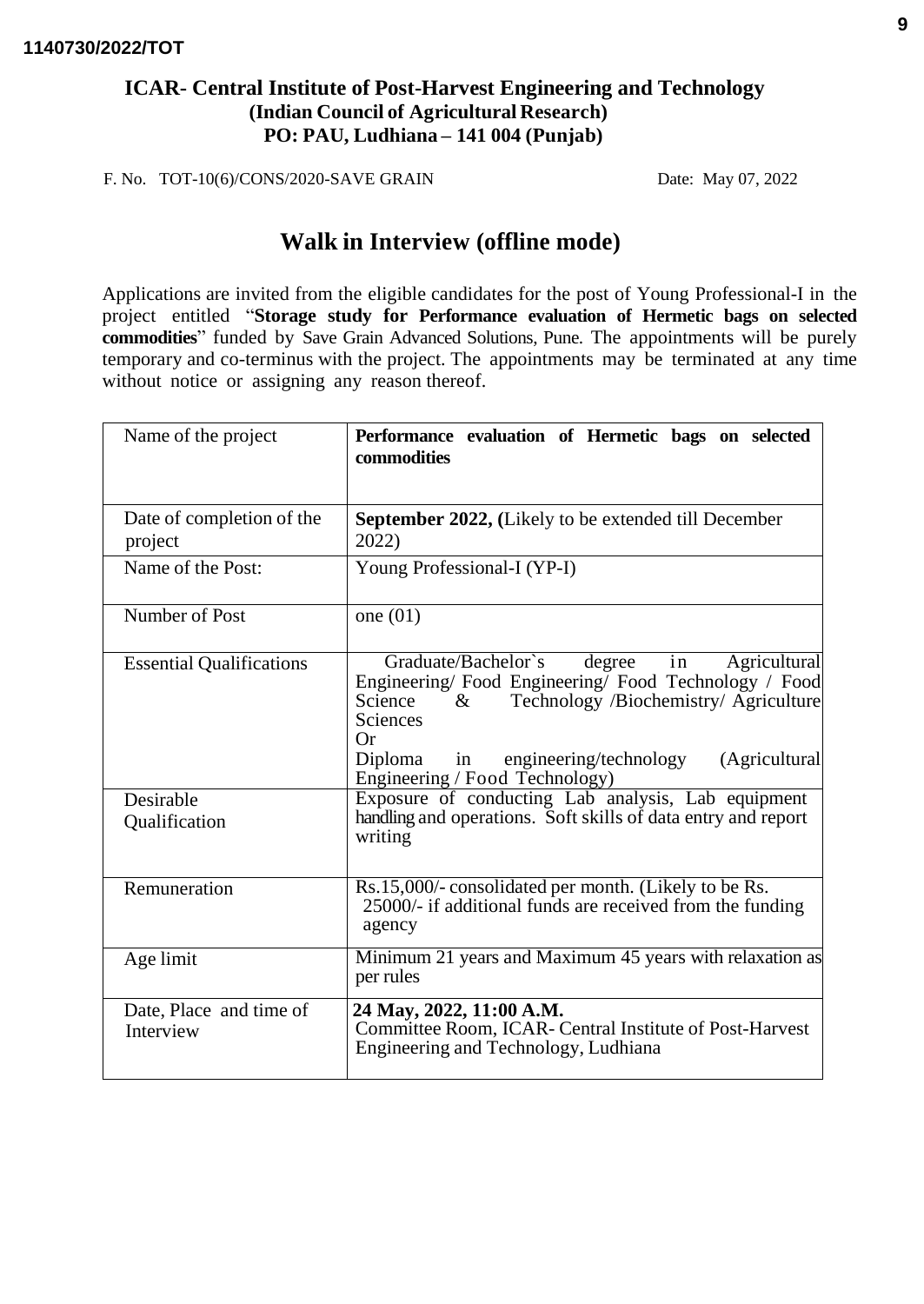1140730/2022/TOT

## ICAR- Central Institute of Post-Harvest Engineering and Technology
**(Indian Council of Agricultural Research)**
**PO: PAU, Ludhiana – 141 004 (Punjab)**

F. No. TOT-10(6)/CONS/2020-SAVE GRAIN Date: May 07, 2022

# Walk in Interview (offline mode)

Applications are invited from the eligible candidates for the post of Young Professional-I in the project entitled "**Storage study for Performance evaluation of Hermetic bags on selected commodities**" funded by Save Grain Advanced Solutions, Pune. The appointments will be purely temporary and co-terminus with the project. The appointments may be terminated at any time without notice or assigning any reason thereof.

| | |
|---|---|
| Name of the project | **Performance evaluation of Hermetic bags on selected commodities** |
| Date of completion of the project | **September 2022, (**Likely to be extended till December 2022) |
| Name of the Post: | Young Professional-I (YP-I) |
| Number of Post | one (01) |
| Essential Qualifications | Graduate/Bachelor`s degree in Agricultural Engineering/ Food Engineering/ Food Technology / Food Science & Technology /Biochemistry/ Agriculture Sciences<br>Or<br>Diploma in engineering/technology (Agricultural Engineering / Food Technology) |
| Desirable Qualification | Exposure of conducting Lab analysis, Lab equipment handling and operations. Soft skills of data entry and report writing |
| Remuneration | Rs.15,000/- consolidated per month. (Likely to be Rs. 25000/- if additional funds are received from the funding agency |
| Age limit | Minimum 21 years and Maximum 45 years with relaxation as per rules |
| Date, Place and time of Interview | **24 May, 2022, 11:00 A.M.**<br>Committee Room, ICAR- Central Institute of Post-Harvest Engineering and Technology, Ludhiana |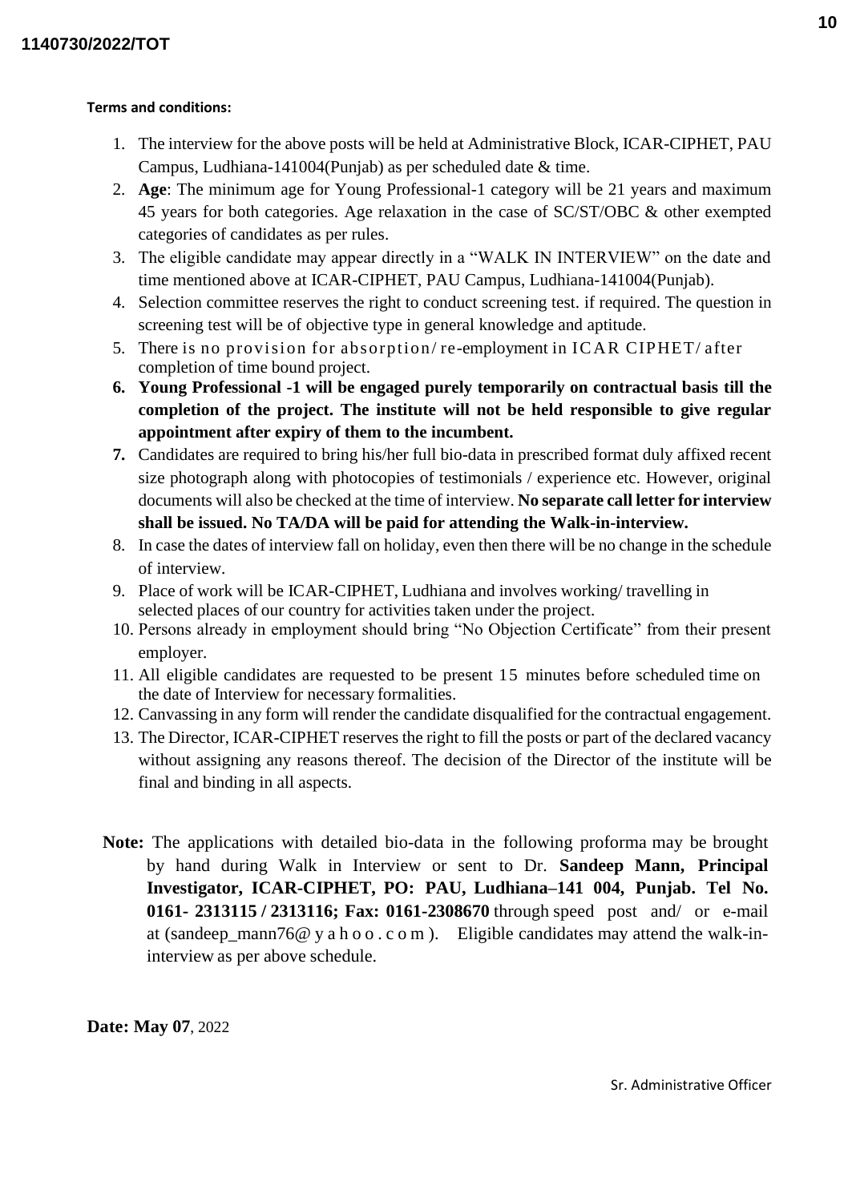**Terms and conditions:**

1. The interview for the above posts will be held at Administrative Block, ICAR-CIPHET, PAU Campus, Ludhiana-141004(Punjab) as per scheduled date & time.
2. **Age**: The minimum age for Young Professional-1 category will be 21 years and maximum 45 years for both categories. Age relaxation in the case of SC/ST/OBC & other exempted categories of candidates as per rules.
3. The eligible candidate may appear directly in a "WALK IN INTERVIEW" on the date and time mentioned above at ICAR-CIPHET, PAU Campus, Ludhiana-141004(Punjab).
4. Selection committee reserves the right to conduct screening test. if required. The question in screening test will be of objective type in general knowledge and aptitude.
5. There is no provision for absorption/ re-employment in ICAR CIPHET/ after completion of time bound project.
6. **Young Professional -1 will be engaged purely temporarily on contractual basis till the completion of the project. The institute will not be held responsible to give regular appointment after expiry of them to the incumbent.**
7. Candidates are required to bring his/her full bio-data in prescribed format duly affixed recent size photograph along with photocopies of testimonials / experience etc. However, original documents will also be checked at the time of interview. **No separate call letter for interview shall be issued. No TA/DA will be paid for attending the Walk-in-interview.**
8. In case the dates of interview fall on holiday, even then there will be no change in the schedule of interview.
9. Place of work will be ICAR-CIPHET, Ludhiana and involves working/ travelling in selected places of our country for activities taken under the project.
10. Persons already in employment should bring "No Objection Certificate" from their present employer.
11. All eligible candidates are requested to be present 15 minutes before scheduled time on the date of Interview for necessary formalities.
12. Canvassing in any form will render the candidate disqualified for the contractual engagement.
13. The Director, ICAR-CIPHET reserves the right to fill the posts or part of the declared vacancy without assigning any reasons thereof. The decision of the Director of the institute will be final and binding in all aspects.

**Note:** The applications with detailed bio-data in the following proforma may be brought by hand during Walk in Interview or sent to Dr. **Sandeep Mann, Principal Investigator, ICAR-CIPHET, PO: PAU, Ludhiana–141 004, Punjab. Tel No. 0161- 2313115 / 2313116; Fax: 0161-2308670** through speed post and/ or e-mail at (sandeep_mann76@ y a h o o . c o m ). Eligible candidates may attend the walk-in-interview as per above schedule.

**Date: May 07**, 2022

Sr. Administrative Officer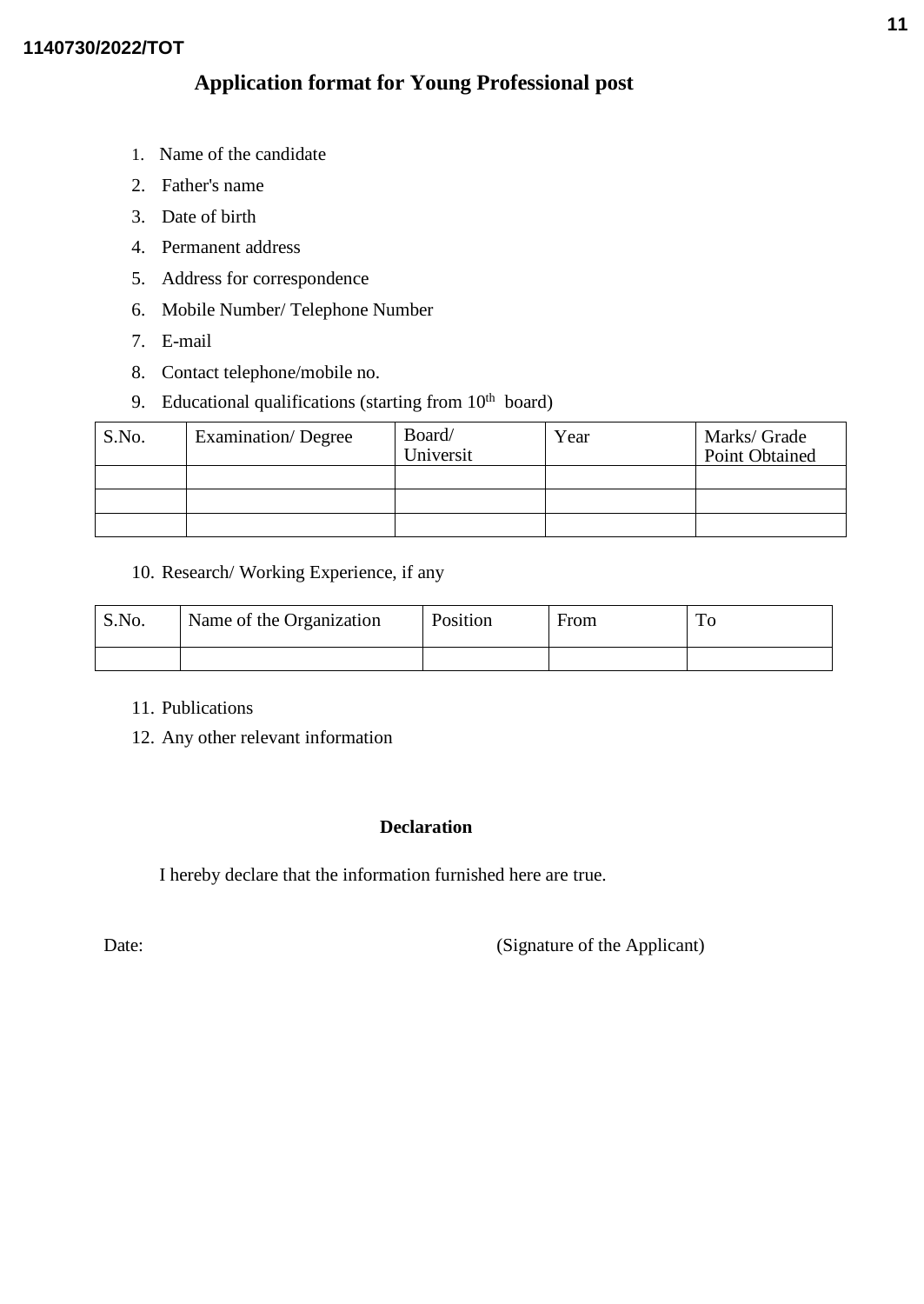1140730/2022/TOT

# Application format for Young Professional post

1. Name of the candidate
2. Father's name
3. Date of birth
4. Permanent address
5. Address for correspondence
6. Mobile Number/ Telephone Number
7. E-mail
8. Contact telephone/mobile no.
9. Educational qualifications (starting from 10th board)

| S.No. | Examination/ Degree | Board/ Universit | Year | Marks/ Grade Point Obtained |
|---|---|---|---|---|
| | | | | |
| | | | | |
| | | | | |

10. Research/ Working Experience, if any

| S.No. | Name of the Organization | Position | From | To |
|---|---|---|---|---|
| | | | | |

11. Publications
12. Any other relevant information

**Declaration**

I hereby declare that the information furnished here are true.

Date: (Signature of the Applicant)